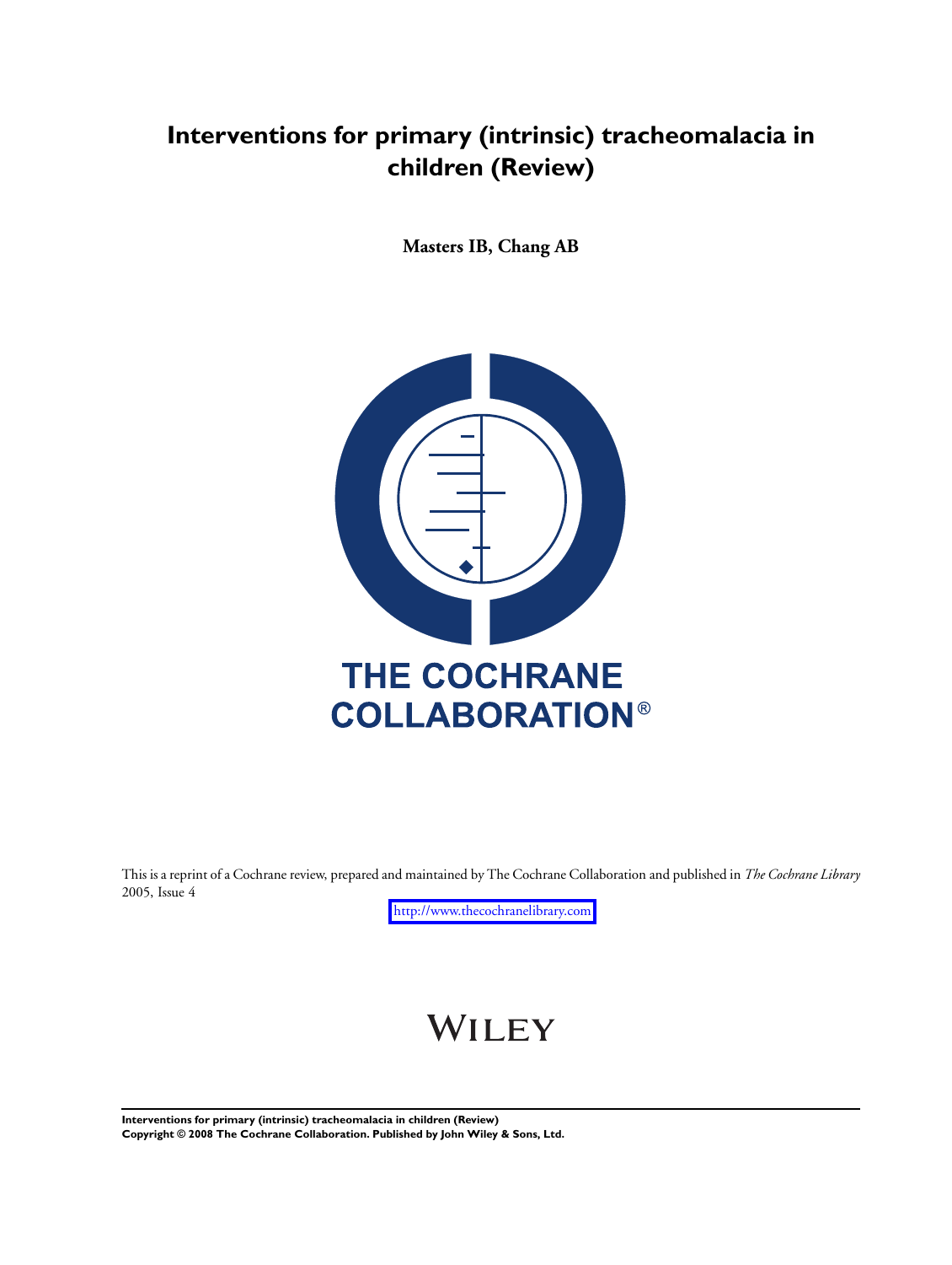# Interventions for primary (intrinsic) tracheomalacia in children (Review)

**Masters IB, Chang AB**

THE COCHRANE COLLABORATION®

This is a reprint of a Cochrane review, prepared and maintained by The Cochrane Collaboration and published in *The Cochrane Library* 2005, Issue 4

http://www.thecochranelibrary.com

WILEY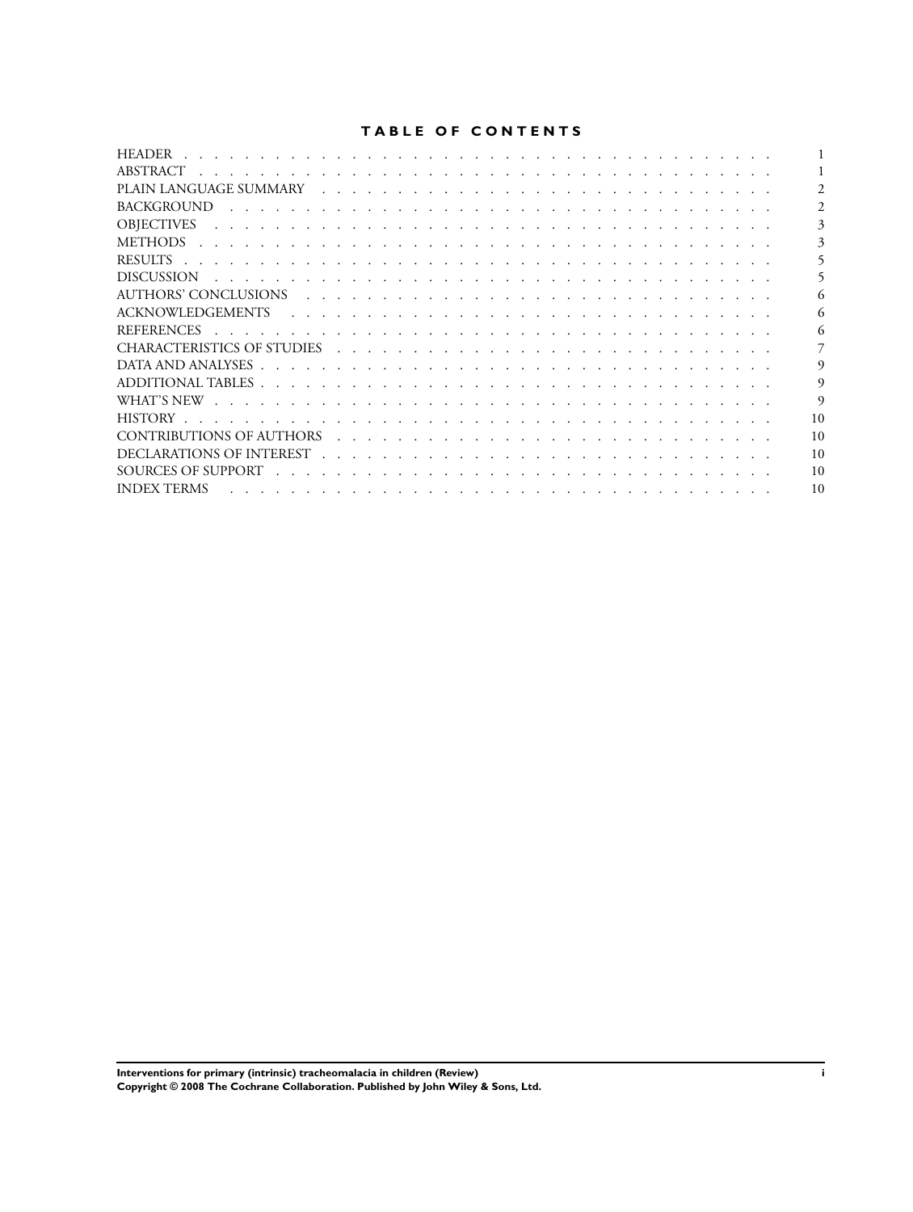## TABLE OF CONTENTS

| Section | Page |
|---|---|
| HEADER | 1 |
| ABSTRACT | 1 |
| PLAIN LANGUAGE SUMMARY | 2 |
| BACKGROUND | 2 |
| OBJECTIVES | 3 |
| METHODS | 3 |
| RESULTS | 5 |
| DISCUSSION | 5 |
| AUTHORS' CONCLUSIONS | 6 |
| ACKNOWLEDGEMENTS | 6 |
| REFERENCES | 6 |
| CHARACTERISTICS OF STUDIES | 7 |
| DATA AND ANALYSES | 9 |
| ADDITIONAL TABLES | 9 |
| WHAT'S NEW | 9 |
| HISTORY | 10 |
| CONTRIBUTIONS OF AUTHORS | 10 |
| DECLARATIONS OF INTEREST | 10 |
| SOURCES OF SUPPORT | 10 |
| INDEX TERMS | 10 |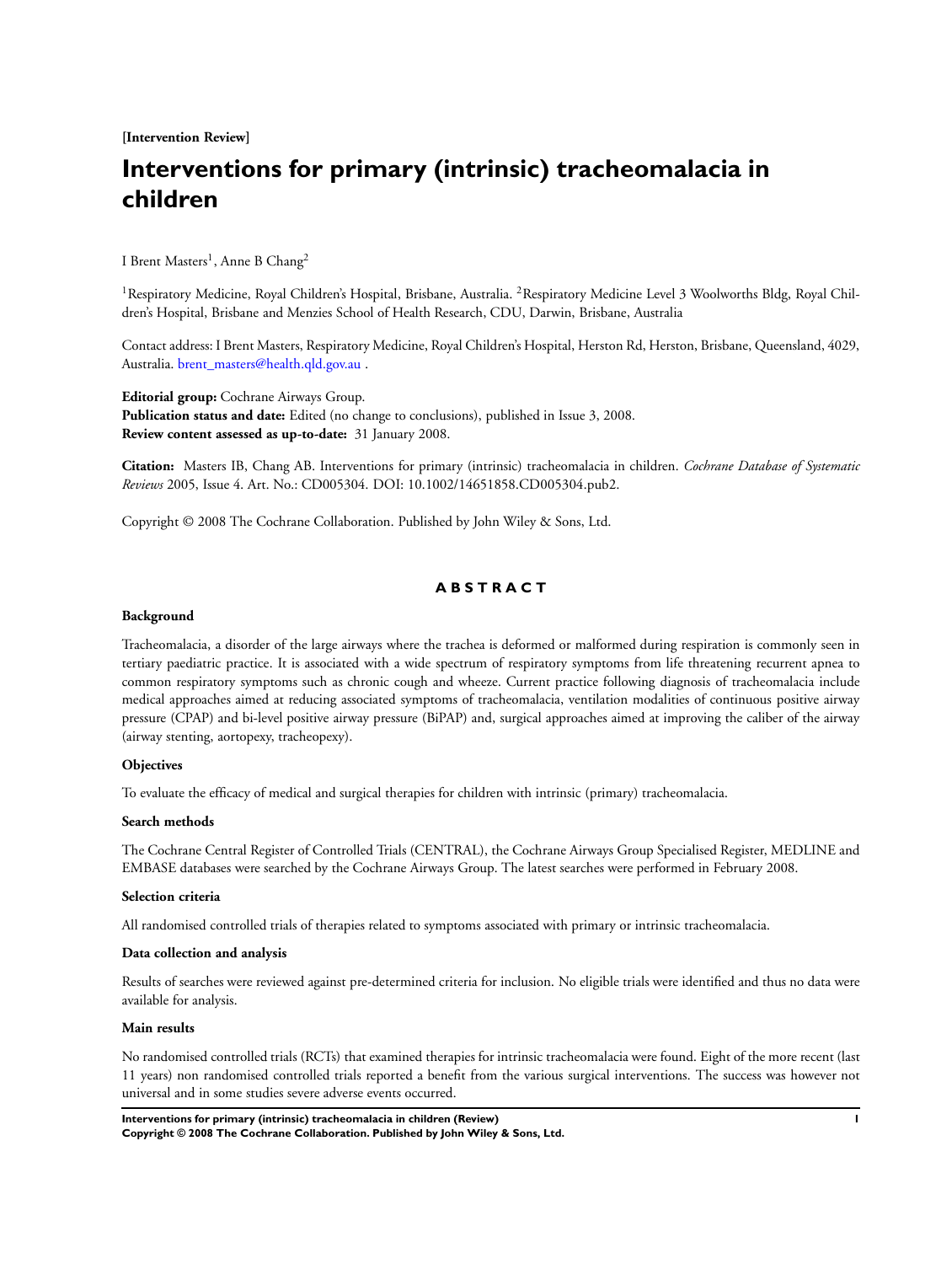**[Intervention Review]**

# Interventions for primary (intrinsic) tracheomalacia in children

I Brent Masters[1], Anne B Chang[2]

[1]Respiratory Medicine, Royal Children's Hospital, Brisbane, Australia. [2]Respiratory Medicine Level 3 Woolworths Bldg, Royal Children's Hospital, Brisbane and Menzies School of Health Research, CDU, Darwin, Brisbane, Australia

Contact address: I Brent Masters, Respiratory Medicine, Royal Children's Hospital, Herston Rd, Herston, Brisbane, Queensland, 4029, Australia. brent_masters@health.qld.gov.au .

**Editorial group:** Cochrane Airways Group.
**Publication status and date:** Edited (no change to conclusions), published in Issue 3, 2008.
**Review content assessed as up-to-date:** 31 January 2008.

**Citation:** Masters IB, Chang AB. Interventions for primary (intrinsic) tracheomalacia in children. *Cochrane Database of Systematic Reviews* 2005, Issue 4. Art. No.: CD005304. DOI: 10.1002/14651858.CD005304.pub2.

Copyright © 2008 The Cochrane Collaboration. Published by John Wiley & Sons, Ltd.

## ABSTRACT

### Background

Tracheomalacia, a disorder of the large airways where the trachea is deformed or malformed during respiration is commonly seen in tertiary paediatric practice. It is associated with a wide spectrum of respiratory symptoms from life threatening recurrent apnea to common respiratory symptoms such as chronic cough and wheeze. Current practice following diagnosis of tracheomalacia include medical approaches aimed at reducing associated symptoms of tracheomalacia, ventilation modalities of continuous positive airway pressure (CPAP) and bi-level positive airway pressure (BiPAP) and, surgical approaches aimed at improving the caliber of the airway (airway stenting, aortopexy, tracheopexy).

### Objectives

To evaluate the efficacy of medical and surgical therapies for children with intrinsic (primary) tracheomalacia.

### Search methods

The Cochrane Central Register of Controlled Trials (CENTRAL), the Cochrane Airways Group Specialised Register, MEDLINE and EMBASE databases were searched by the Cochrane Airways Group. The latest searches were performed in February 2008.

### Selection criteria

All randomised controlled trials of therapies related to symptoms associated with primary or intrinsic tracheomalacia.

### Data collection and analysis

Results of searches were reviewed against pre-determined criteria for inclusion. No eligible trials were identified and thus no data were available for analysis.

### Main results

No randomised controlled trials (RCTs) that examined therapies for intrinsic tracheomalacia were found. Eight of the more recent (last 11 years) non randomised controlled trials reported a benefit from the various surgical interventions. The success was however not universal and in some studies severe adverse events occurred.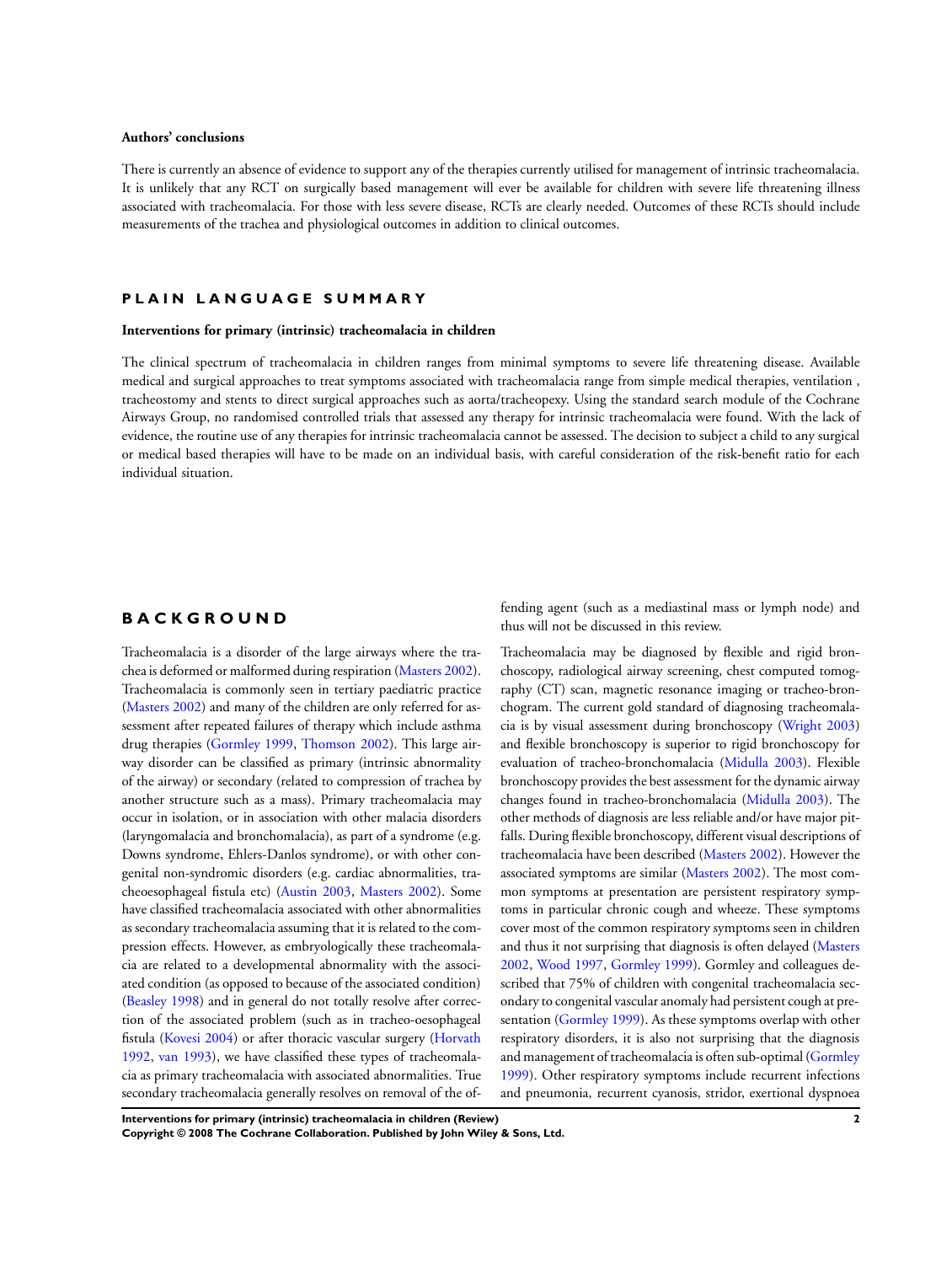### Authors' conclusions

There is currently an absence of evidence to support any of the therapies currently utilised for management of intrinsic tracheomalacia. It is unlikely that any RCT on surgically based management will ever be available for children with severe life threatening illness associated with tracheomalacia. For those with less severe disease, RCTs are clearly needed. Outcomes of these RCTs should include measurements of the trachea and physiological outcomes in addition to clinical outcomes.

# PLAIN LANGUAGE SUMMARY

### Interventions for primary (intrinsic) tracheomalacia in children

The clinical spectrum of tracheomalacia in children ranges from minimal symptoms to severe life threatening disease. Available medical and surgical approaches to treat symptoms associated with tracheomalacia range from simple medical therapies, ventilation , tracheostomy and stents to direct surgical approaches such as aorta/tracheopexy. Using the standard search module of the Cochrane Airways Group, no randomised controlled trials that assessed any therapy for intrinsic tracheomalacia were found. With the lack of evidence, the routine use of any therapies for intrinsic tracheomalacia cannot be assessed. The decision to subject a child to any surgical or medical based therapies will have to be made on an individual basis, with careful consideration of the risk-benefit ratio for each individual situation.

# BACKGROUND

Tracheomalacia is a disorder of the large airways where the trachea is deformed or malformed during respiration (Masters 2002). Tracheomalacia is commonly seen in tertiary paediatric practice (Masters 2002) and many of the children are only referred for assessment after repeated failures of therapy which include asthma drug therapies (Gormley 1999, Thomson 2002). This large airway disorder can be classified as primary (intrinsic abnormality of the airway) or secondary (related to compression of trachea by another structure such as a mass). Primary tracheomalacia may occur in isolation, or in association with other malacia disorders (laryngomalacia and bronchomalacia), as part of a syndrome (e.g. Downs syndrome, Ehlers-Danlos syndrome), or with other congenital non-syndromic disorders (e.g. cardiac abnormalities, tracheoesophageal fistula etc) (Austin 2003, Masters 2002). Some have classified tracheomalacia associated with other abnormalities as secondary tracheomalacia assuming that it is related to the compression effects. However, as embryologically these tracheomalacia are related to a developmental abnormality with the associated condition (as opposed to because of the associated condition) (Beasley 1998) and in general do not totally resolve after correction of the associated problem (such as in tracheo-oesophageal fistula (Kovesi 2004) or after thoracic vascular surgery (Horvath 1992, van 1993), we have classified these types of tracheomalacia as primary tracheomalacia with associated abnormalities. True secondary tracheomalacia generally resolves on removal of the offending agent (such as a mediastinal mass or lymph node) and thus will not be discussed in this review.

Tracheomalacia may be diagnosed by flexible and rigid bronchoscopy, radiological airway screening, chest computed tomography (CT) scan, magnetic resonance imaging or tracheo-bronchogram. The current gold standard of diagnosing tracheomalacia is by visual assessment during bronchoscopy (Wright 2003) and flexible bronchoscopy is superior to rigid bronchoscopy for evaluation of tracheo-bronchomalacia (Midulla 2003). Flexible bronchoscopy provides the best assessment for the dynamic airway changes found in tracheo-bronchomalacia (Midulla 2003). The other methods of diagnosis are less reliable and/or have major pitfalls. During flexible bronchoscopy, different visual descriptions of tracheomalacia have been described (Masters 2002). However the associated symptoms are similar (Masters 2002). The most common symptoms at presentation are persistent respiratory symptoms in particular chronic cough and wheeze. These symptoms cover most of the common respiratory symptoms seen in children and thus it not surprising that diagnosis is often delayed (Masters 2002, Wood 1997, Gormley 1999). Gormley and colleagues described that 75% of children with congenital tracheomalacia secondary to congenital vascular anomaly had persistent cough at presentation (Gormley 1999). As these symptoms overlap with other respiratory disorders, it is also not surprising that the diagnosis and management of tracheomalacia is often sub-optimal (Gormley 1999). Other respiratory symptoms include recurrent infections and pneumonia, recurrent cyanosis, stridor, exertional dyspnoea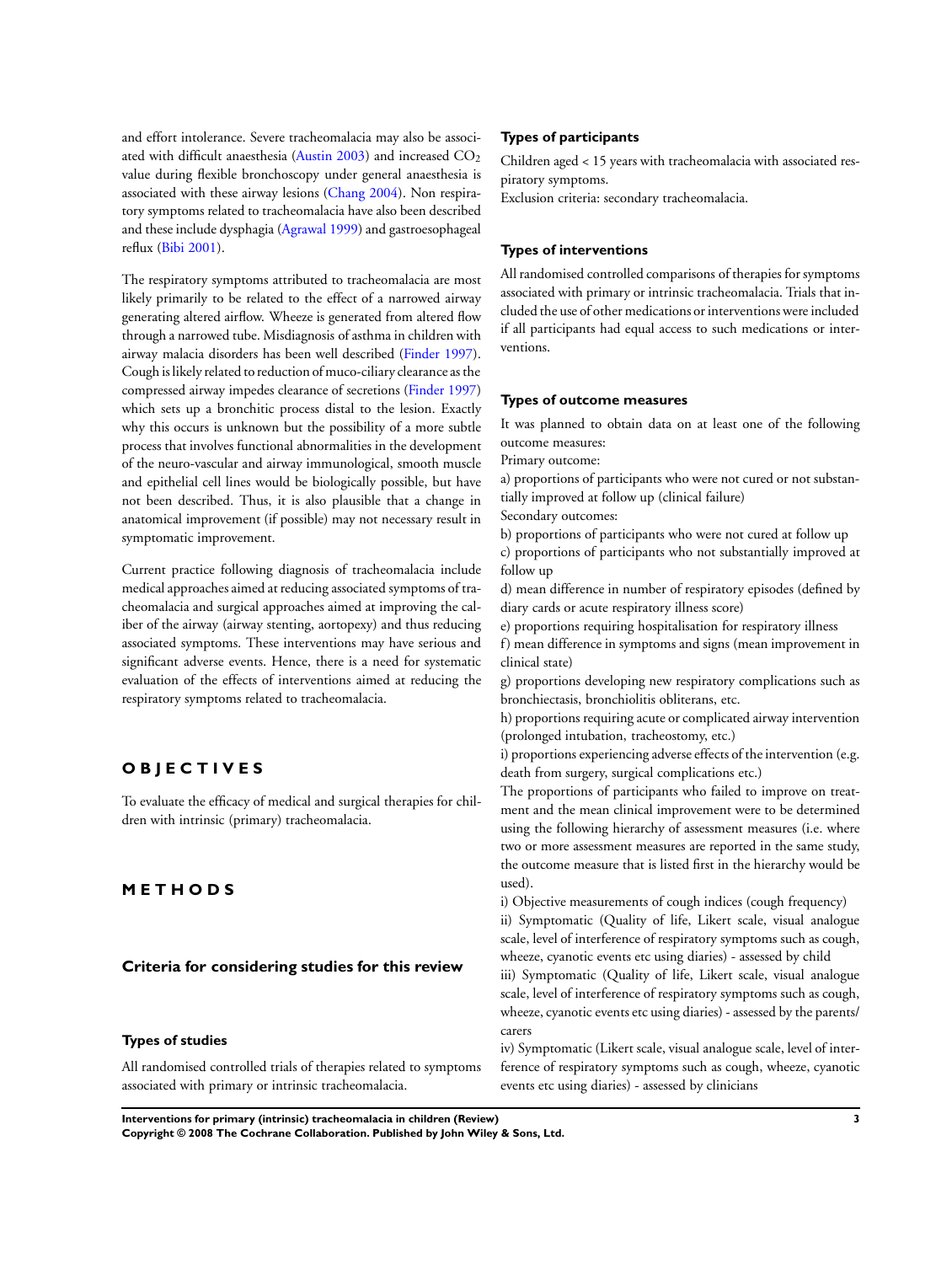and effort intolerance. Severe tracheomalacia may also be associated with difficult anaesthesia (Austin 2003) and increased $CO_2$ value during flexible bronchoscopy under general anaesthesia is associated with these airway lesions (Chang 2004). Non respiratory symptoms related to tracheomalacia have also been described and these include dysphagia (Agrawal 1999) and gastroesophageal reflux (Bibi 2001).

The respiratory symptoms attributed to tracheomalacia are most likely primarily to be related to the effect of a narrowed airway generating altered airflow. Wheeze is generated from altered flow through a narrowed tube. Misdiagnosis of asthma in children with airway malacia disorders has been well described (Finder 1997). Cough is likely related to reduction of muco-ciliary clearance as the compressed airway impedes clearance of secretions (Finder 1997) which sets up a bronchitic process distal to the lesion. Exactly why this occurs is unknown but the possibility of a more subtle process that involves functional abnormalities in the development of the neuro-vascular and airway immunological, smooth muscle and epithelial cell lines would be biologically possible, but have not been described. Thus, it is also plausible that a change in anatomical improvement (if possible) may not necessary result in symptomatic improvement.

Current practice following diagnosis of tracheomalacia include medical approaches aimed at reducing associated symptoms of tracheomalacia and surgical approaches aimed at improving the caliber of the airway (airway stenting, aortopexy) and thus reducing associated symptoms. These interventions may have serious and significant adverse events. Hence, there is a need for systematic evaluation of the effects of interventions aimed at reducing the respiratory symptoms related to tracheomalacia.

# OBJECTIVES

To evaluate the efficacy of medical and surgical therapies for children with intrinsic (primary) tracheomalacia.

# METHODS

## Criteria for considering studies for this review

### Types of studies

All randomised controlled trials of therapies related to symptoms associated with primary or intrinsic tracheomalacia.

### Types of participants

Children aged < 15 years with tracheomalacia with associated respiratory symptoms.
Exclusion criteria: secondary tracheomalacia.

### Types of interventions

All randomised controlled comparisons of therapies for symptoms associated with primary or intrinsic tracheomalacia. Trials that included the use of other medications or interventions were included if all participants had equal access to such medications or interventions.

### Types of outcome measures

It was planned to obtain data on at least one of the following outcome measures:
Primary outcome:
a) proportions of participants who were not cured or not substantially improved at follow up (clinical failure)
Secondary outcomes:
b) proportions of participants who were not cured at follow up
c) proportions of participants who not substantially improved at follow up
d) mean difference in number of respiratory episodes (defined by diary cards or acute respiratory illness score)
e) proportions requiring hospitalisation for respiratory illness
f) mean difference in symptoms and signs (mean improvement in clinical state)
g) proportions developing new respiratory complications such as bronchiectasis, bronchiolitis obliterans, etc.
h) proportions requiring acute or complicated airway intervention (prolonged intubation, tracheostomy, etc.)
i) proportions experiencing adverse effects of the intervention (e.g. death from surgery, surgical complications etc.)
The proportions of participants who failed to improve on treatment and the mean clinical improvement were to be determined using the following hierarchy of assessment measures (i.e. where two or more assessment measures are reported in the same study, the outcome measure that is listed first in the hierarchy would be used).
i) Objective measurements of cough indices (cough frequency)
ii) Symptomatic (Quality of life, Likert scale, visual analogue scale, level of interference of respiratory symptoms such as cough, wheeze, cyanotic events etc using diaries) - assessed by child
iii) Symptomatic (Quality of life, Likert scale, visual analogue scale, level of interference of respiratory symptoms such as cough, wheeze, cyanotic events etc using diaries) - assessed by the parents/carers
iv) Symptomatic (Likert scale, visual analogue scale, level of interference of respiratory symptoms such as cough, wheeze, cyanotic events etc using diaries) - assessed by clinicians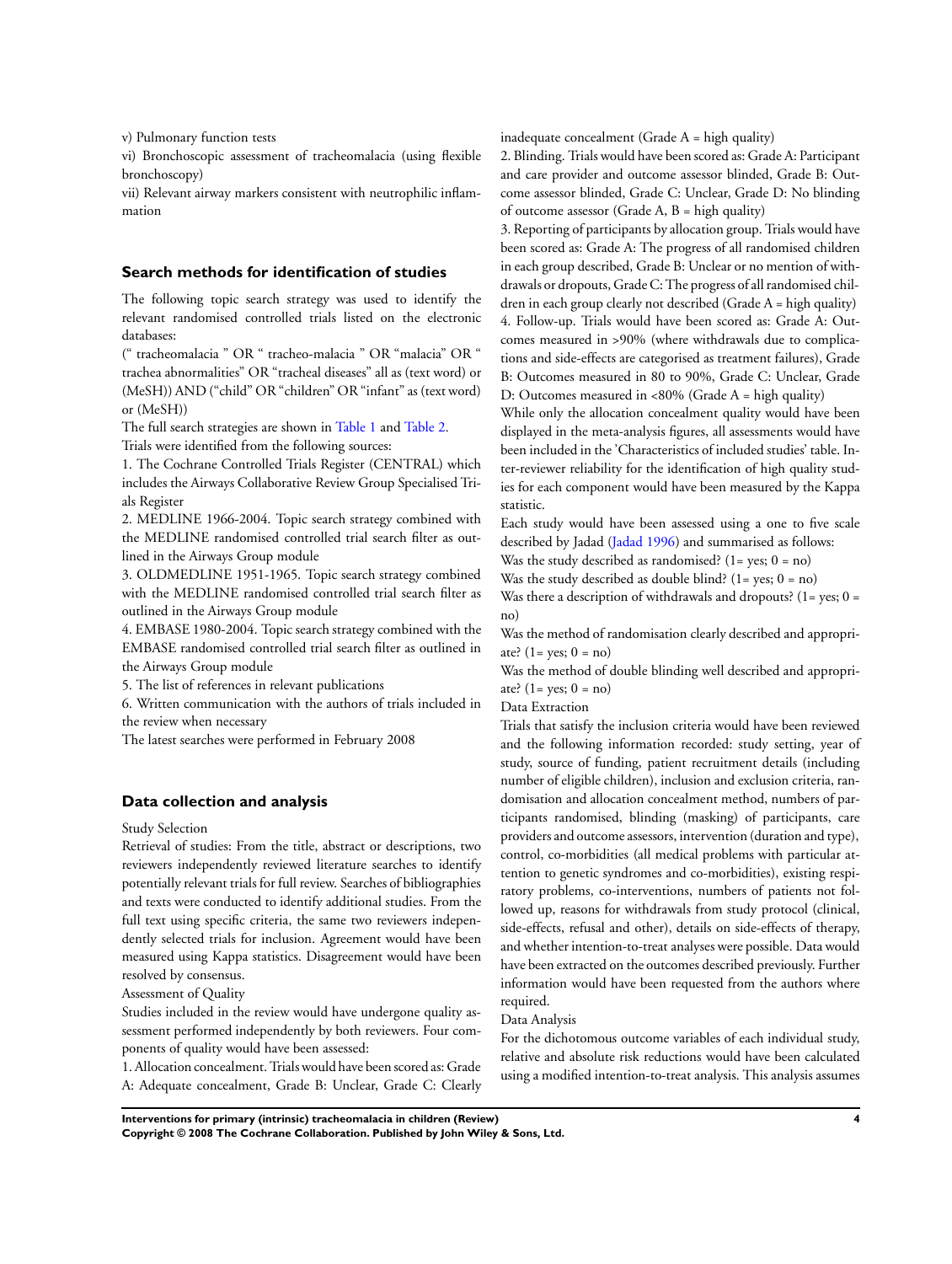v) Pulmonary function tests

vi) Bronchoscopic assessment of tracheomalacia (using flexible bronchoscopy)

vii) Relevant airway markers consistent with neutrophilic inflammation

## Search methods for identification of studies

The following topic search strategy was used to identify the relevant randomised controlled trials listed on the electronic databases:

(" tracheomalacia " OR " tracheo-malacia " OR "malacia" OR " trachea abnormalities" OR "tracheal diseases" all as (text word) or (MeSH)) AND ("child" OR "children" OR "infant" as (text word) or (MeSH))

The full search strategies are shown in Table 1 and Table 2.

Trials were identified from the following sources:

1. The Cochrane Controlled Trials Register (CENTRAL) which includes the Airways Collaborative Review Group Specialised Trials Register
2. MEDLINE 1966-2004. Topic search strategy combined with the MEDLINE randomised controlled trial search filter as outlined in the Airways Group module
3. OLDMEDLINE 1951-1965. Topic search strategy combined with the MEDLINE randomised controlled trial search filter as outlined in the Airways Group module
4. EMBASE 1980-2004. Topic search strategy combined with the EMBASE randomised controlled trial search filter as outlined in the Airways Group module
5. The list of references in relevant publications
6. Written communication with the authors of trials included in the review when necessary

The latest searches were performed in February 2008

## Data collection and analysis

Study Selection

Retrieval of studies: From the title, abstract or descriptions, two reviewers independently reviewed literature searches to identify potentially relevant trials for full review. Searches of bibliographies and texts were conducted to identify additional studies. From the full text using specific criteria, the same two reviewers independently selected trials for inclusion. Agreement would have been measured using Kappa statistics. Disagreement would have been resolved by consensus.

Assessment of Quality

Studies included in the review would have undergone quality assessment performed independently by both reviewers. Four components of quality would have been assessed:

1. Allocation concealment. Trials would have been scored as: Grade A: Adequate concealment, Grade B: Unclear, Grade C: Clearly inadequate concealment (Grade A = high quality)
2. Blinding. Trials would have been scored as: Grade A: Participant and care provider and outcome assessor blinded, Grade B: Outcome assessor blinded, Grade C: Unclear, Grade D: No blinding of outcome assessor (Grade A, B = high quality)
3. Reporting of participants by allocation group. Trials would have been scored as: Grade A: The progress of all randomised children in each group described, Grade B: Unclear or no mention of withdrawals or dropouts, Grade C: The progress of all randomised children in each group clearly not described (Grade A = high quality)
4. Follow-up. Trials would have been scored as: Grade A: Outcomes measured in >90% (where withdrawals due to complications and side-effects are categorised as treatment failures), Grade B: Outcomes measured in 80 to 90%, Grade C: Unclear, Grade D: Outcomes measured in <80% (Grade A = high quality)

While only the allocation concealment quality would have been displayed in the meta-analysis figures, all assessments would have been included in the 'Characteristics of included studies' table. Inter-reviewer reliability for the identification of high quality studies for each component would have been measured by the Kappa statistic.

Each study would have been assessed using a one to five scale described by Jadad (Jadad 1996) and summarised as follows:

Was the study described as randomised? (1= yes; 0 = no)

Was the study described as double blind? (1= yes; 0 = no)

Was there a description of withdrawals and dropouts? (1= yes; 0 = no)

Was the method of randomisation clearly described and appropriate? (1= yes; 0 = no)

Was the method of double blinding well described and appropriate? (1= yes; 0 = no)

Data Extraction

Trials that satisfy the inclusion criteria would have been reviewed and the following information recorded: study setting, year of study, source of funding, patient recruitment details (including number of eligible children), inclusion and exclusion criteria, randomisation and allocation concealment method, numbers of participants randomised, blinding (masking) of participants, care providers and outcome assessors, intervention (duration and type), control, co-morbidities (all medical problems with particular attention to genetic syndromes and co-morbidities), existing respiratory problems, co-interventions, numbers of patients not followed up, reasons for withdrawals from study protocol (clinical, side-effects, refusal and other), details on side-effects of therapy, and whether intention-to-treat analyses were possible. Data would have been extracted on the outcomes described previously. Further information would have been requested from the authors where required.

Data Analysis

For the dichotomous outcome variables of each individual study, relative and absolute risk reductions would have been calculated using a modified intention-to-treat analysis. This analysis assumes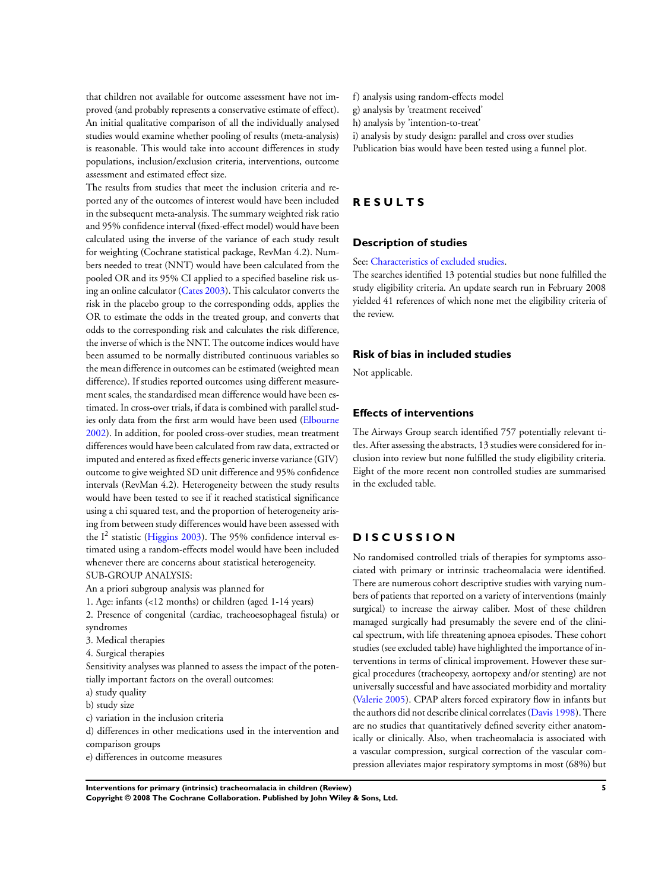that children not available for outcome assessment have not improved (and probably represents a conservative estimate of effect). An initial qualitative comparison of all the individually analysed studies would examine whether pooling of results (meta-analysis) is reasonable. This would take into account differences in study populations, inclusion/exclusion criteria, interventions, outcome assessment and estimated effect size.

The results from studies that meet the inclusion criteria and reported any of the outcomes of interest would have been included in the subsequent meta-analysis. The summary weighted risk ratio and 95% confidence interval (fixed-effect model) would have been calculated using the inverse of the variance of each study result for weighting (Cochrane statistical package, RevMan 4.2). Numbers needed to treat (NNT) would have been calculated from the pooled OR and its 95% CI applied to a specified baseline risk using an online calculator (Cates 2003). This calculator converts the risk in the placebo group to the corresponding odds, applies the OR to estimate the odds in the treated group, and converts that odds to the corresponding risk and calculates the risk difference, the inverse of which is the NNT. The outcome indices would have been assumed to be normally distributed continuous variables so the mean difference in outcomes can be estimated (weighted mean difference). If studies reported outcomes using different measurement scales, the standardised mean difference would have been estimated. In cross-over trials, if data is combined with parallel studies only data from the first arm would have been used (Elbourne 2002). In addition, for pooled cross-over studies, mean treatment differences would have been calculated from raw data, extracted or imputed and entered as fixed effects generic inverse variance (GIV) outcome to give weighted SD unit difference and 95% confidence intervals (RevMan 4.2). Heterogeneity between the study results would have been tested to see if it reached statistical significance using a chi squared test, and the proportion of heterogeneity arising from between study differences would have been assessed with the $I^2$ statistic (Higgins 2003). The 95% confidence interval estimated using a random-effects model would have been included whenever there are concerns about statistical heterogeneity.

SUB-GROUP ANALYSIS:

An a priori subgroup analysis was planned for

1. Age: infants (<12 months) or children (aged 1-14 years)
2. Presence of congenital (cardiac, tracheoesophageal fistula) or syndromes
3. Medical therapies
4. Surgical therapies

Sensitivity analyses was planned to assess the impact of the potentially important factors on the overall outcomes:

a) study quality
b) study size
c) variation in the inclusion criteria
d) differences in other medications used in the intervention and comparison groups
e) differences in outcome measures
f) analysis using random-effects model
g) analysis by 'treatment received'
h) analysis by 'intention-to-treat'
i) analysis by study design: parallel and cross over studies

Publication bias would have been tested using a funnel plot.

# RESULTS

## Description of studies

See: Characteristics of excluded studies.

The searches identified 13 potential studies but none fulfilled the study eligibility criteria. An update search run in February 2008 yielded 41 references of which none met the eligibility criteria of the review.

## Risk of bias in included studies

Not applicable.

## Effects of interventions

The Airways Group search identified 757 potentially relevant titles. After assessing the abstracts, 13 studies were considered for inclusion into review but none fulfilled the study eligibility criteria. Eight of the more recent non controlled studies are summarised in the excluded table.

# DISCUSSION

No randomised controlled trials of therapies for symptoms associated with primary or intrinsic tracheomalacia were identified. There are numerous cohort descriptive studies with varying numbers of patients that reported on a variety of interventions (mainly surgical) to increase the airway caliber. Most of these children managed surgically had presumably the severe end of the clinical spectrum, with life threatening apnoea episodes. These cohort studies (see excluded table) have highlighted the importance of interventions in terms of clinical improvement. However these surgical procedures (tracheopexy, aortopexy and/or stenting) are not universally successful and have associated morbidity and mortality (Valerie 2005). CPAP alters forced expiratory flow in infants but the authors did not describe clinical correlates (Davis 1998). There are no studies that quantitatively defined severity either anatomically or clinically. Also, when tracheomalacia is associated with a vascular compression, surgical correction of the vascular compression alleviates major respiratory symptoms in most (68%) but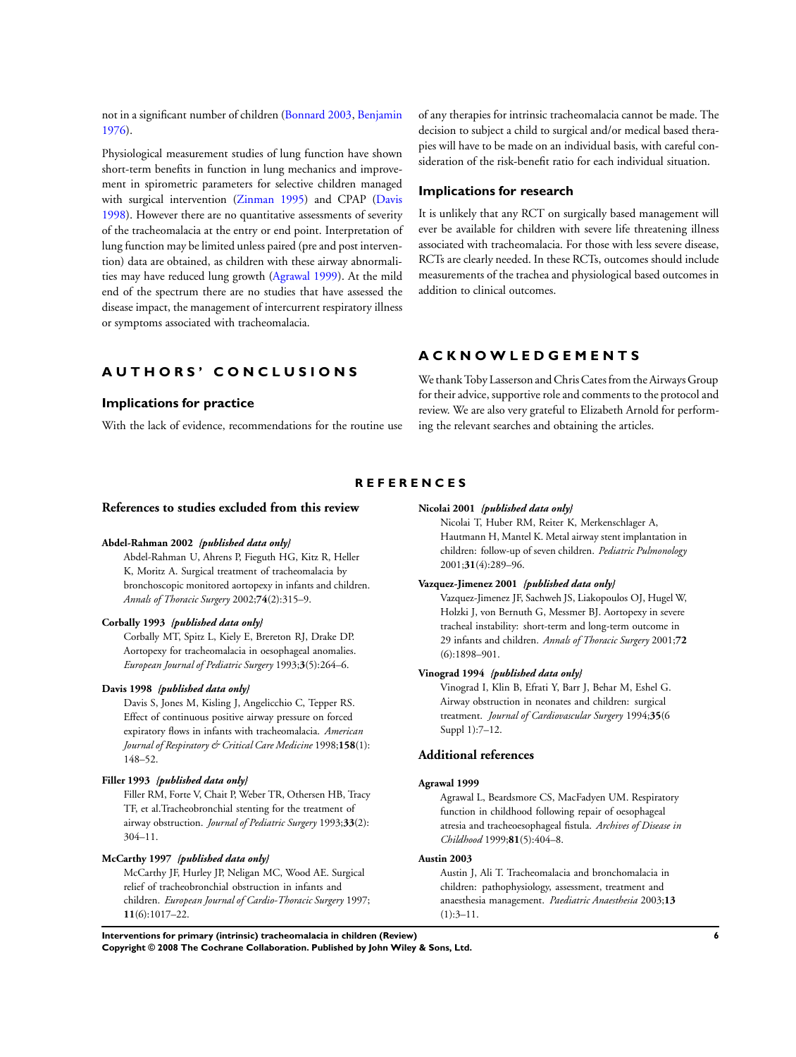not in a significant number of children (Bonnard 2003, Benjamin 1976).

Physiological measurement studies of lung function have shown short-term benefits in function in lung mechanics and improvement in spirometric parameters for selective children managed with surgical intervention (Zinman 1995) and CPAP (Davis 1998). However there are no quantitative assessments of severity of the tracheomalacia at the entry or end point. Interpretation of lung function may be limited unless paired (pre and post intervention) data are obtained, as children with these airway abnormalities may have reduced lung growth (Agrawal 1999). At the mild end of the spectrum there are no studies that have assessed the disease impact, the management of intercurrent respiratory illness or symptoms associated with tracheomalacia.

# AUTHORS' CONCLUSIONS

## Implications for practice

With the lack of evidence, recommendations for the routine use of any therapies for intrinsic tracheomalacia cannot be made. The decision to subject a child to surgical and/or medical based therapies will have to be made on an individual basis, with careful consideration of the risk-benefit ratio for each individual situation.

## Implications for research

It is unlikely that any RCT on surgically based management will ever be available for children with severe life threatening illness associated with tracheomalacia. For those with less severe disease, RCTs are clearly needed. In these RCTs, outcomes should include measurements of the trachea and physiological based outcomes in addition to clinical outcomes.

# ACKNOWLEDGEMENTS

We thank Toby Lasserson and Chris Cates from the Airways Group for their advice, supportive role and comments to the protocol and review. We are also very grateful to Elizabeth Arnold for performing the relevant searches and obtaining the articles.

# REFERENCES

## References to studies excluded from this review

**Abdel-Rahman 2002** *{published data only}*
Abdel-Rahman U, Ahrens P, Fieguth HG, Kitz R, Heller K, Moritz A. Surgical treatment of tracheomalacia by bronchoscopic monitored aortopexy in infants and children. *Annals of Thoracic Surgery* 2002;**74**(2):315–9.

**Corbally 1993** *{published data only}*
Corbally MT, Spitz L, Kiely E, Brereton RJ, Drake DP. Aortopexy for tracheomalacia in oesophageal anomalies. *European Journal of Pediatric Surgery* 1993;**3**(5):264–6.

**Davis 1998** *{published data only}*
Davis S, Jones M, Kisling J, Angelicchio C, Tepper RS. Effect of continuous positive airway pressure on forced expiratory flows in infants with tracheomalacia. *American Journal of Respiratory & Critical Care Medicine* 1998;**158**(1):148–52.

**Filler 1993** *{published data only}*
Filler RM, Forte V, Chait P, Weber TR, Othersen HB, Tracy TF, et al.Tracheobronchial stenting for the treatment of airway obstruction. *Journal of Pediatric Surgery* 1993;**33**(2):304–11.

**McCarthy 1997** *{published data only}*
McCarthy JF, Hurley JP, Neligan MC, Wood AE. Surgical relief of tracheobronchial obstruction in infants and children. *European Journal of Cardio-Thoracic Surgery* 1997;**11**(6):1017–22.

**Nicolai 2001** *{published data only}*
Nicolai T, Huber RM, Reiter K, Merkenschlager A, Hautmann H, Mantel K. Metal airway stent implantation in children: follow-up of seven children. *Pediatric Pulmonology* 2001;**31**(4):289–96.

**Vazquez-Jimenez 2001** *{published data only}*
Vazquez-Jimenez JF, Sachweh JS, Liakopoulos OJ, Hugel W, Holzki J, von Bernuth G, Messmer BJ. Aortopexy in severe tracheal instability: short-term and long-term outcome in 29 infants and children. *Annals of Thoracic Surgery* 2001;**72**(6):1898–901.

**Vinograd 1994** *{published data only}*
Vinograd I, Klin B, Efrati Y, Barr J, Behar M, Eshel G. Airway obstruction in neonates and children: surgical treatment. *Journal of Cardiovascular Surgery* 1994;**35**(6 Suppl 1):7–12.

## Additional references

**Agrawal 1999**
Agrawal L, Beardsmore CS, MacFadyen UM. Respiratory function in childhood following repair of oesophageal atresia and tracheoesophageal fistula. *Archives of Disease in Childhood* 1999;**81**(5):404–8.

**Austin 2003**
Austin J, Ali T. Tracheomalacia and bronchomalacia in children: pathophysiology, assessment, treatment and anaesthesia management. *Paediatric Anaesthesia* 2003;**13**(1):3–11.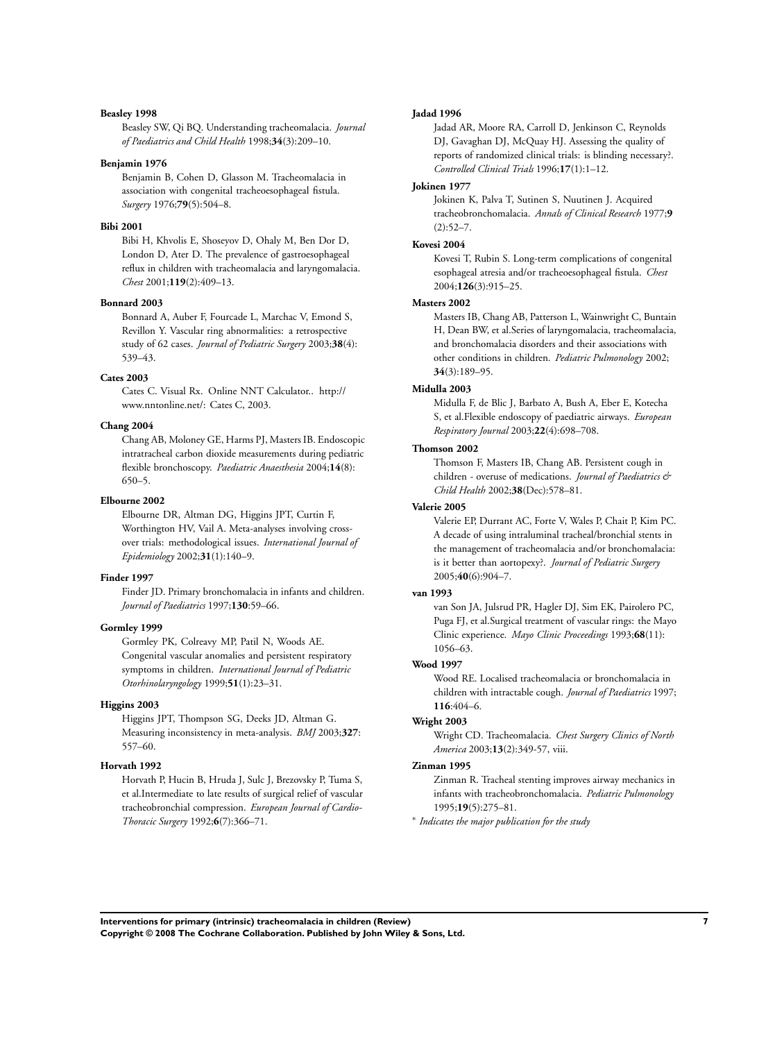**Beasley 1998**

Beasley SW, Qi BQ. Understanding tracheomalacia. *Journal of Paediatrics and Child Health* 1998;**34**(3):209–10.

**Benjamin 1976**

Benjamin B, Cohen D, Glasson M. Tracheomalacia in association with congenital tracheoesophageal fistula. *Surgery* 1976;**79**(5):504–8.

**Bibi 2001**

Bibi H, Khvolis E, Shoseyov D, Ohaly M, Ben Dor D, London D, Ater D. The prevalence of gastroesophageal reflux in children with tracheomalacia and laryngomalacia. *Chest* 2001;**119**(2):409–13.

**Bonnard 2003**

Bonnard A, Auber F, Fourcade L, Marchac V, Emond S, Revillon Y. Vascular ring abnormalities: a retrospective study of 62 cases. *Journal of Pediatric Surgery* 2003;**38**(4):539–43.

**Cates 2003**

Cates C. Visual Rx. Online NNT Calculator.. http://www.nntonline.net/: Cates C, 2003.

**Chang 2004**

Chang AB, Moloney GE, Harms PJ, Masters IB. Endoscopic intratracheal carbon dioxide measurements during pediatric flexible bronchoscopy. *Paediatric Anaesthesia* 2004;**14**(8):650–5.

**Elbourne 2002**

Elbourne DR, Altman DG, Higgins JPT, Curtin F, Worthington HV, Vail A. Meta-analyses involving cross-over trials: methodological issues. *International Journal of Epidemiology* 2002;**31**(1):140–9.

**Finder 1997**

Finder JD. Primary bronchomalacia in infants and children. *Journal of Paediatrics* 1997;**130**:59–66.

**Gormley 1999**

Gormley PK, Colreavy MP, Patil N, Woods AE. Congenital vascular anomalies and persistent respiratory symptoms in children. *International Journal of Pediatric Otorhinolaryngology* 1999;**51**(1):23–31.

**Higgins 2003**

Higgins JPT, Thompson SG, Deeks JD, Altman G. Measuring inconsistency in meta-analysis. *BMJ* 2003;**327**:557–60.

**Horvath 1992**

Horvath P, Hucin B, Hruda J, Sulc J, Brezovsky P, Tuma S, et al.Intermediate to late results of surgical relief of vascular tracheobronchial compression. *European Journal of Cardio-Thoracic Surgery* 1992;**6**(7):366–71.

**Jadad 1996**

Jadad AR, Moore RA, Carroll D, Jenkinson C, Reynolds DJ, Gavaghan DJ, McQuay HJ. Assessing the quality of reports of randomized clinical trials: is blinding necessary?. *Controlled Clinical Trials* 1996;**17**(1):1–12.

**Jokinen 1977**

Jokinen K, Palva T, Sutinen S, Nuutinen J. Acquired tracheobronchomalacia. *Annals of Clinical Research* 1977;**9**(2):52–7.

**Kovesi 2004**

Kovesi T, Rubin S. Long-term complications of congenital esophageal atresia and/or tracheoesophageal fistula. *Chest* 2004;**126**(3):915–25.

**Masters 2002**

Masters IB, Chang AB, Patterson L, Wainwright C, Buntain H, Dean BW, et al.Series of laryngomalacia, tracheomalacia, and bronchomalacia disorders and their associations with other conditions in children. *Pediatric Pulmonology* 2002;**34**(3):189–95.

**Midulla 2003**

Midulla F, de Blic J, Barbato A, Bush A, Eber E, Kotecha S, et al.Flexible endoscopy of paediatric airways. *European Respiratory Journal* 2003;**22**(4):698–708.

**Thomson 2002**

Thomson F, Masters IB, Chang AB. Persistent cough in children - overuse of medications. *Journal of Paediatrics & Child Health* 2002;**38**(Dec):578–81.

**Valerie 2005**

Valerie EP, Durrant AC, Forte V, Wales P, Chait P, Kim PC. A decade of using intraluminal tracheal/bronchial stents in the management of tracheomalacia and/or bronchomalacia: is it better than aortopexy?. *Journal of Pediatric Surgery* 2005;**40**(6):904–7.

**van 1993**

van Son JA, Julsrud PR, Hagler DJ, Sim EK, Pairolero PC, Puga FJ, et al.Surgical treatment of vascular rings: the Mayo Clinic experience. *Mayo Clinic Proceedings* 1993;**68**(11):1056–63.

**Wood 1997**

Wood RE. Localised tracheomalacia or bronchomalacia in children with intractable cough. *Journal of Paediatrics* 1997;**116**:404–6.

**Wright 2003**

Wright CD. Tracheomalacia. *Chest Surgery Clinics of North America* 2003;**13**(2):349-57, viii.

**Zinman 1995**

Zinman R. Tracheal stenting improves airway mechanics in infants with tracheobronchomalacia. *Pediatric Pulmonology* 1995;**19**(5):275–81.

* *Indicates the major publication for the study*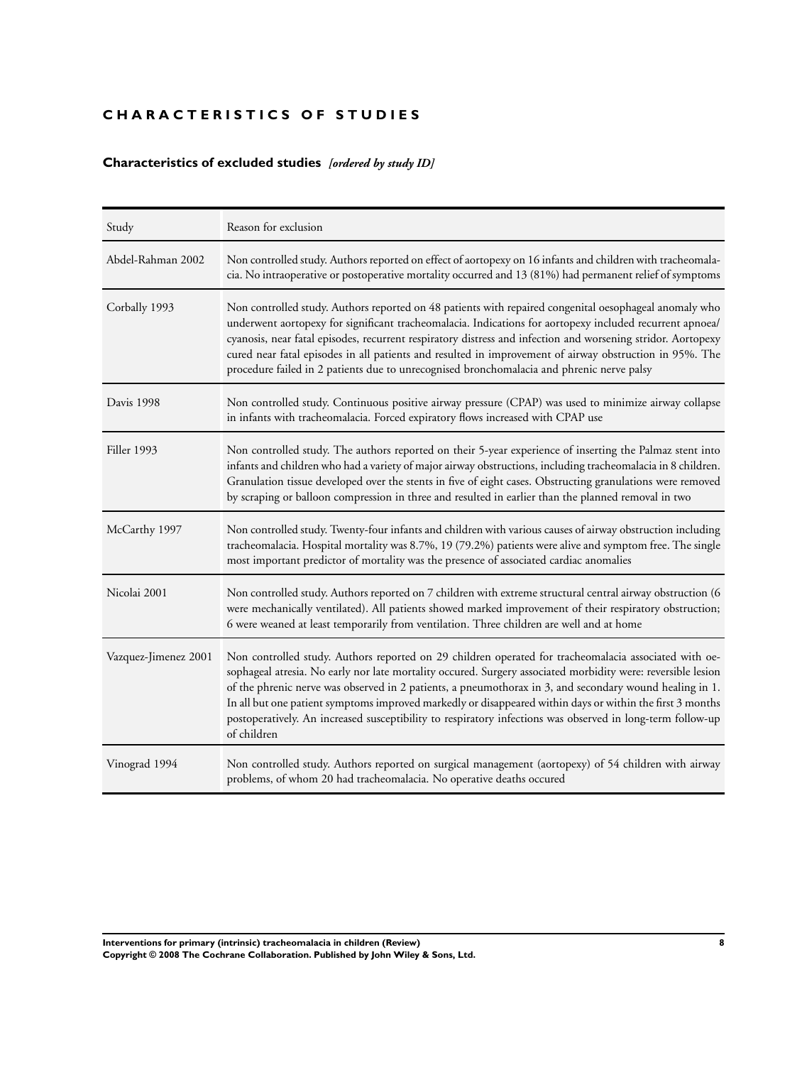# CHARACTERISTICS OF STUDIES

## Characteristics of excluded studies *[ordered by study ID]*

| Study | Reason for exclusion |
| --- | --- |
| Abdel-Rahman 2002 | Non controlled study. Authors reported on effect of aortopexy on 16 infants and children with tracheomalacia. No intraoperative or postoperative mortality occurred and 13 (81%) had permanent relief of symptoms |
| Corbally 1993 | Non controlled study. Authors reported on 48 patients with repaired congenital oesophageal anomaly who underwent aortopexy for significant tracheomalacia. Indications for aortopexy included recurrent apnoea/cyanosis, near fatal episodes, recurrent respiratory distress and infection and worsening stridor. Aortopexy cured near fatal episodes in all patients and resulted in improvement of airway obstruction in 95%. The procedure failed in 2 patients due to unrecognised bronchomalacia and phrenic nerve palsy |
| Davis 1998 | Non controlled study. Continuous positive airway pressure (CPAP) was used to minimize airway collapse in infants with tracheomalacia. Forced expiratory flows increased with CPAP use |
| Filler 1993 | Non controlled study. The authors reported on their 5-year experience of inserting the Palmaz stent into infants and children who had a variety of major airway obstructions, including tracheomalacia in 8 children. Granulation tissue developed over the stents in five of eight cases. Obstructing granulations were removed by scraping or balloon compression in three and resulted in earlier than the planned removal in two |
| McCarthy 1997 | Non controlled study. Twenty-four infants and children with various causes of airway obstruction including tracheomalacia. Hospital mortality was 8.7%, 19 (79.2%) patients were alive and symptom free. The single most important predictor of mortality was the presence of associated cardiac anomalies |
| Nicolai 2001 | Non controlled study. Authors reported on 7 children with extreme structural central airway obstruction (6 were mechanically ventilated). All patients showed marked improvement of their respiratory obstruction; 6 were weaned at least temporarily from ventilation. Three children are well and at home |
| Vazquez-Jimenez 2001 | Non controlled study. Authors reported on 29 children operated for tracheomalacia associated with oesophageal atresia. No early nor late mortality occured. Surgery associated morbidity were: reversible lesion of the phrenic nerve was observed in 2 patients, a pneumothorax in 3, and secondary wound healing in 1. In all but one patient symptoms improved markedly or disappeared within days or within the first 3 months postoperatively. An increased susceptibility to respiratory infections was observed in long-term follow-up of children |
| Vinograd 1994 | Non controlled study. Authors reported on surgical management (aortopexy) of 54 children with airway problems, of whom 20 had tracheomalacia. No operative deaths occured |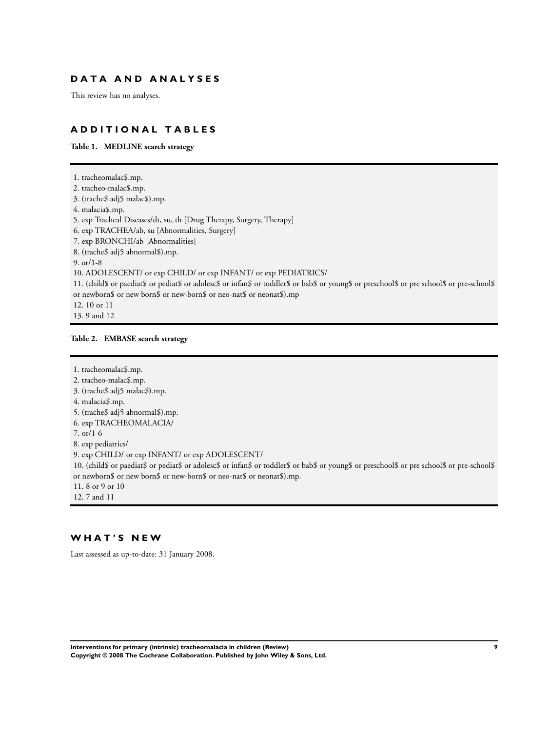# DATA AND ANALYSES

This review has no analyses.

# ADDITIONAL TABLES

**Table 1. MEDLINE search strategy**

1. tracheomalac$.mp.
2. tracheo-malac$.mp.
3. (trache$ adj5 malac$).mp.
4. malacia$.mp.
5. exp Tracheal Diseases/dt, su, th [Drug Therapy, Surgery, Therapy]
6. exp TRACHEA/ab, su [Abnormalities, Surgery]
7. exp BRONCHI/ab [Abnormalities]
8. (trache$ adj5 abnormal$).mp.
9. or/1-8
10. ADOLESCENT/ or exp CHILD/ or exp INFANT/ or exp PEDIATRICS/
11. (child$ or paediat$ or pediat$ or adolesc$ or infan$ or toddler$ or bab$ or young$ or preschool$ or pre school$ or pre-school$ or newborn$ or new born$ or new-born$ or neo-nat$ or neonat$).mp
12. 10 or 11
13. 9 and 12

**Table 2. EMBASE search strategy**

1. tracheomalac$.mp.
2. tracheo-malac$.mp.
3. (trache$ adj5 malac$).mp.
4. malacia$.mp.
5. (trache$ adj5 abnormal$).mp.
6. exp TRACHEOMALACIA/
7. or/1-6
8. exp pediatrics/
9. exp CHILD/ or exp INFANT/ or exp ADOLESCENT/
10. (child$ or paediat$ or pediat$ or adolesc$ or infan$ or toddler$ or bab$ or young$ or preschool$ or pre school$ or pre-school$ or newborn$ or new born$ or new-born$ or neo-nat$ or neonat$).mp.
11. 8 or 9 or 10
12. 7 and 11

# WHAT'S NEW

Last assessed as up-to-date: 31 January 2008.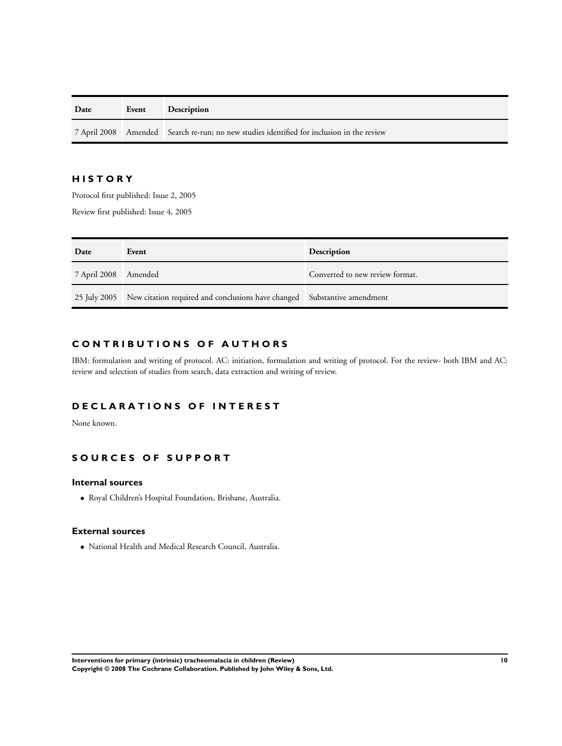| Date | Event | Description |
| --- | --- | --- |
| 7 April 2008 | Amended | Search re-run; no new studies identified for inclusion in the review |

# HISTORY

Protocol first published: Issue 2, 2005

Review first published: Issue 4, 2005

| Date | Event | Description |
| --- | --- | --- |
| 7 April 2008 | Amended | Converted to new review format. |
| 25 July 2005 | New citation required and conclusions have changed | Substantive amendment |

# CONTRIBUTIONS OF AUTHORS

IBM: formulation and writing of protocol. AC: initiation, formulation and writing of protocol. For the review- both IBM and AC: review and selection of studies from search, data extraction and writing of review.

# DECLARATIONS OF INTEREST

None known.

# SOURCES OF SUPPORT

## Internal sources

- Royal Children's Hospital Foundation, Brisbane, Australia.

## External sources

- National Health and Medical Research Council, Australia.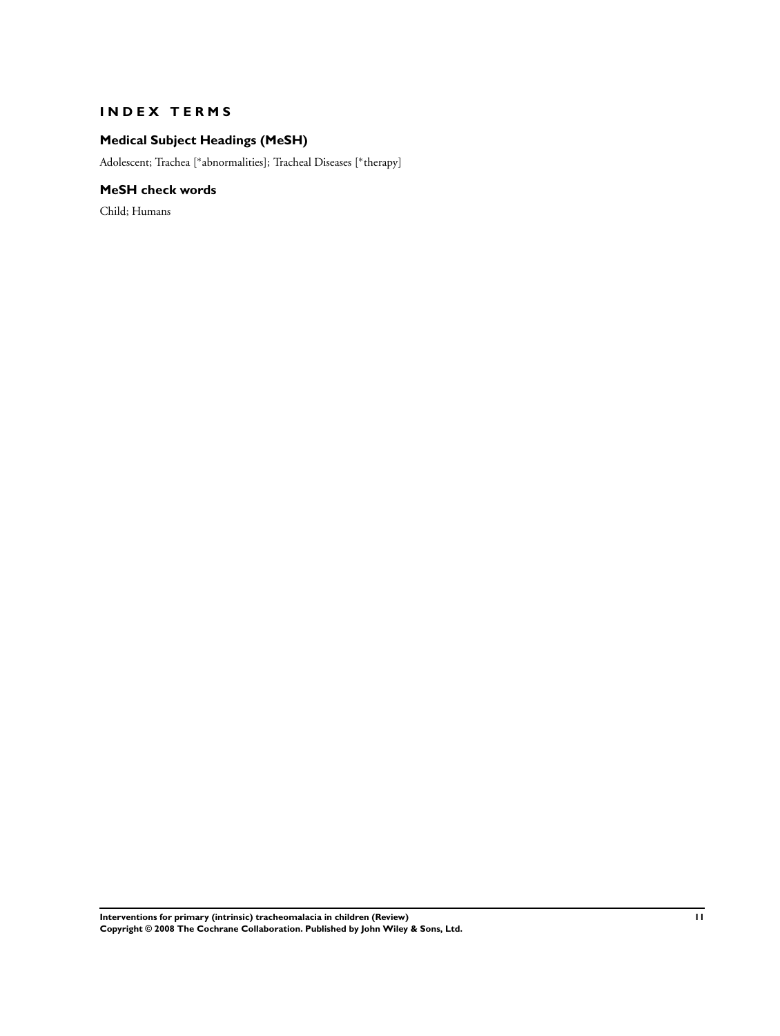## INDEX TERMS

### Medical Subject Headings (MeSH)

Adolescent; Trachea [*abnormalities]; Tracheal Diseases [*therapy]

### MeSH check words

Child; Humans